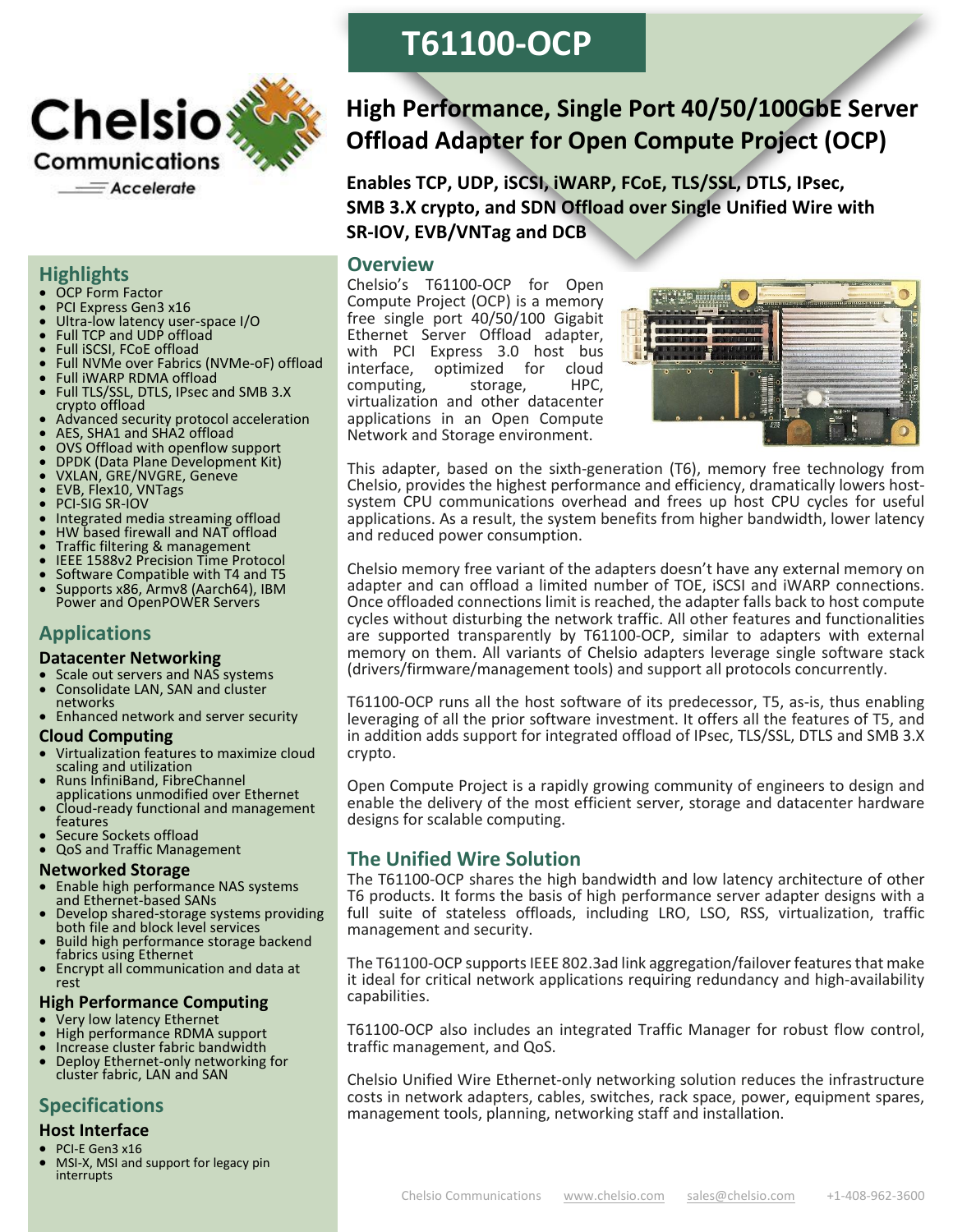# T61100-OCP

Chelsio Communications
Accelerate

## High Performance, Single Port 40/50/100GbE Server Offload Adapter for Open Compute Project (OCP)

**Enables TCP, UDP, iSCSI, iWARP, FCoE, TLS/SSL, DTLS, IPsec, SMB 3.X crypto, and SDN Offload over Single Unified Wire with SR-IOV, EVB/VNTag and DCB**

## Highlights

- OCP Form Factor
- PCI Express Gen3 x16
- Ultra-low latency user-space I/O
- Full TCP and UDP offload
- Full iSCSI, FCoE offload
- Full NVMe over Fabrics (NVMe-oF) offload
- Full iWARP RDMA offload
- Full TLS/SSL, DTLS, IPsec and SMB 3.X crypto offload
- Advanced security protocol acceleration
- AES, SHA1 and SHA2 offload
- OVS Offload with openflow support
- DPDK (Data Plane Development Kit)
- VXLAN, GRE/NVGRE, Geneve
- EVB, Flex10, VNTags
- PCI-SIG SR-IOV
- Integrated media streaming offload
- HW based firewall and NAT offload
- Traffic filtering & management
- IEEE 1588v2 Precision Time Protocol
- Software Compatible with T4 and T5
- Supports x86, Armv8 (Aarch64), IBM Power and OpenPOWER Servers

## Applications

### Datacenter Networking

- Scale out servers and NAS systems
- Consolidate LAN, SAN and cluster networks
- Enhanced network and server security

### Cloud Computing

- Virtualization features to maximize cloud scaling and utilization
- Runs InfiniBand, FibreChannel applications unmodified over Ethernet
- Cloud-ready functional and management features
- Secure Sockets offload
- QoS and Traffic Management

### Networked Storage

- Enable high performance NAS systems and Ethernet-based SANs
- Develop shared-storage systems providing both file and block level services
- Build high performance storage backend fabrics using Ethernet
- Encrypt all communication and data at rest

### High Performance Computing

- Very low latency Ethernet
- High performance RDMA support
- Increase cluster fabric bandwidth
- Deploy Ethernet-only networking for cluster fabric, LAN and SAN

## Specifications

### Host Interface

- PCI-E Gen3 x16
- MSI-X, MSI and support for legacy pin interrupts

## Overview

Chelsio's T61100-OCP for Open Compute Project (OCP) is a memory free single port 40/50/100 Gigabit Ethernet Server Offload adapter, with PCI Express 3.0 host bus interface, optimized for cloud computing, storage, HPC, virtualization and other datacenter applications in an Open Compute Network and Storage environment.

This adapter, based on the sixth-generation (T6), memory free technology from Chelsio, provides the highest performance and efficiency, dramatically lowers host-system CPU communications overhead and frees up host CPU cycles for useful applications. As a result, the system benefits from higher bandwidth, lower latency and reduced power consumption.

Chelsio memory free variant of the adapters doesn't have any external memory on adapter and can offload a limited number of TOE, iSCSI and iWARP connections. Once offloaded connections limit is reached, the adapter falls back to host compute cycles without disturbing the network traffic. All other features and functionalities are supported transparently by T61100-OCP, similar to adapters with external memory on them. All variants of Chelsio adapters leverage single software stack (drivers/firmware/management tools) and support all protocols concurrently.

T61100-OCP runs all the host software of its predecessor, T5, as-is, thus enabling leveraging of all the prior software investment. It offers all the features of T5, and in addition adds support for integrated offload of IPsec, TLS/SSL, DTLS and SMB 3.X crypto.

Open Compute Project is a rapidly growing community of engineers to design and enable the delivery of the most efficient server, storage and datacenter hardware designs for scalable computing.

## The Unified Wire Solution

The T61100-OCP shares the high bandwidth and low latency architecture of other T6 products. It forms the basis of high performance server adapter designs with a full suite of stateless offloads, including LRO, LSO, RSS, virtualization, traffic management and security.

The T61100-OCP supports IEEE 802.3ad link aggregation/failover features that make it ideal for critical network applications requiring redundancy and high-availability capabilities.

T61100-OCP also includes an integrated Traffic Manager for robust flow control, traffic management, and QoS.

Chelsio Unified Wire Ethernet-only networking solution reduces the infrastructure costs in network adapters, cables, switches, rack space, power, equipment spares, management tools, planning, networking staff and installation.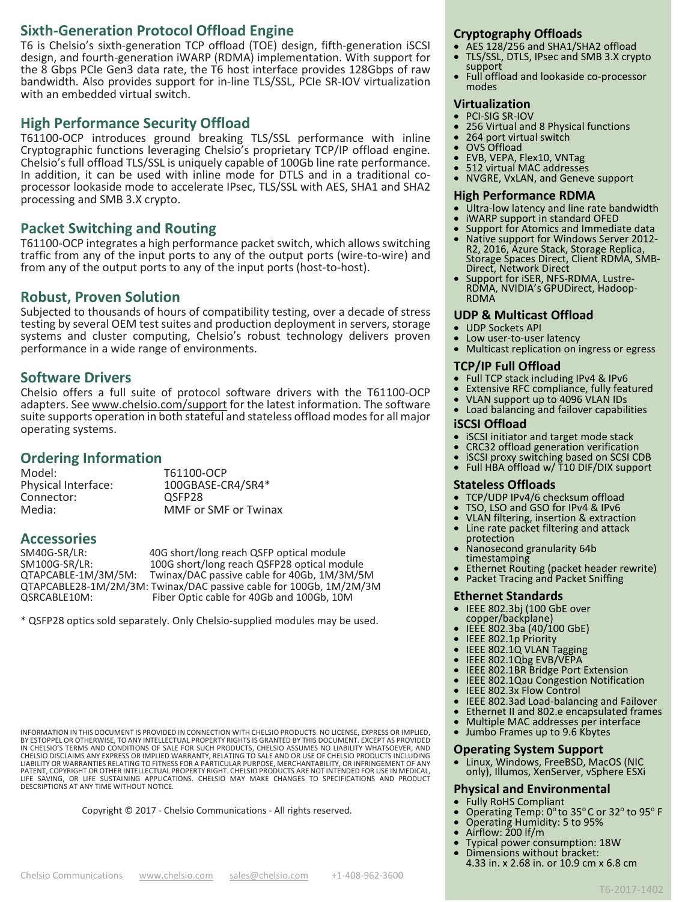## Sixth-Generation Protocol Offload Engine

T6 is Chelsio's sixth-generation TCP offload (TOE) design, fifth-generation iSCSI design, and fourth-generation iWARP (RDMA) implementation. With support for the 8 Gbps PCIe Gen3 data rate, the T6 host interface provides 128Gbps of raw bandwidth. Also provides support for in-line TLS/SSL, PCIe SR-IOV virtualization with an embedded virtual switch.

## High Performance Security Offload

T61100-OCP introduces ground breaking TLS/SSL performance with inline Cryptographic functions leveraging Chelsio's proprietary TCP/IP offload engine. Chelsio's full offload TLS/SSL is uniquely capable of 100Gb line rate performance. In addition, it can be used with inline mode for DTLS and in a traditional co-processor lookaside mode to accelerate IPsec, TLS/SSL with AES, SHA1 and SHA2 processing and SMB 3.X crypto.

## Packet Switching and Routing

T61100-OCP integrates a high performance packet switch, which allows switching traffic from any of the input ports to any of the output ports (wire-to-wire) and from any of the output ports to any of the input ports (host-to-host).

## Robust, Proven Solution

Subjected to thousands of hours of compatibility testing, over a decade of stress testing by several OEM test suites and production deployment in servers, storage systems and cluster computing, Chelsio's robust technology delivers proven performance in a wide range of environments.

## Software Drivers

Chelsio offers a full suite of protocol software drivers with the T61100-OCP adapters. See www.chelsio.com/support for the latest information. The software suite supports operation in both stateful and stateless offload modes for all major operating systems.

## Ordering Information

| | |
|---|---|
| Model: | T61100-OCP |
| Physical Interface: | 100GBASE-CR4/SR4* |
| Connector: | QSFP28 |
| Media: | MMF or SMF or Twinax |

## Accessories

| | |
|---|---|
| SM40G-SR/LR: | 40G short/long reach QSFP optical module |
| SM100G-SR/LR: | 100G short/long reach QSFP28 optical module |
| QTAPCABLE-1M/3M/5M: | Twinax/DAC passive cable for 40Gb, 1M/3M/5M |
| QTAPCABLE28-1M/2M/3M: | Twinax/DAC passive cable for 100Gb, 1M/2M/3M |
| QSRCABLE10M: | Fiber Optic cable for 40Gb and 100Gb, 10M |

* QSFP28 optics sold separately. Only Chelsio-supplied modules may be used.

### Cryptography Offloads

- AES 128/256 and SHA1/SHA2 offload
- TLS/SSL, DTLS, IPsec and SMB 3.X crypto support
- Full offload and lookaside co-processor modes

### Virtualization

- PCI-SIG SR-IOV
- 256 Virtual and 8 Physical functions
- 264 port virtual switch
- OVS Offload
- EVB, VEPA, Flex10, VNTag
- 512 virtual MAC addresses
- NVGRE, VxLAN, and Geneve support

### High Performance RDMA

- Ultra-low latency and line rate bandwidth
- iWARP support in standard OFED
- Support for Atomics and Immediate data
- Native support for Windows Server 2012-R2, 2016, Azure Stack, Storage Replica, Storage Spaces Direct, Client RDMA, SMB-Direct, Network Direct
- Support for iSER, NFS-RDMA, Lustre-RDMA, NVIDIA's GPUDirect, Hadoop-RDMA

### UDP & Multicast Offload

- UDP Sockets API
- Low user-to-user latency
- Multicast replication on ingress or egress

### TCP/IP Full Offload

- Full TCP stack including IPv4 & IPv6
- Extensive RFC compliance, fully featured
- VLAN support up to 4096 VLAN IDs
- Load balancing and failover capabilities

### iSCSI Offload

- iSCSI initiator and target mode stack
- CRC32 offload generation verification
- iSCSI proxy switching based on SCSI CDB
- Full HBA offload w/ T10 DIF/DIX support

### Stateless Offloads

- TCP/UDP IPv4/6 checksum offload
- TSO, LSO and GSO for IPv4 & IPv6
- VLAN filtering, insertion & extraction
- Line rate packet filtering and attack protection
- Nanosecond granularity 64b timestamping
- Ethernet Routing (packet header rewrite)
- Packet Tracing and Packet Sniffing

### Ethernet Standards

- IEEE 802.3bj (100 GbE over copper/backplane)
- IEEE 802.3ba (40/100 GbE)
- IEEE 802.1p Priority
- IEEE 802.1Q VLAN Tagging
- IEEE 802.1Qbg EVB/VEPA
- IEEE 802.1BR Bridge Port Extension
- IEEE 802.1Qau Congestion Notification
- IEEE 802.3x Flow Control
- IEEE 802.3ad Load-balancing and Failover
- Ethernet II and 802.e encapsulated frames
- Multiple MAC addresses per interface
- Jumbo Frames up to 9.6 Kbytes

### Operating System Support

- Linux, Windows, FreeBSD, MacOS (NIC only), Illumos, XenServer, vSphere ESXi

### Physical and Environmental

- Fully RoHS Compliant
- Operating Temp: $0^{o}$ to $35^{o}$ C or $32^{o}$ to $95^{o}$ F
- Operating Humidity: 5 to 95%
- Airflow: 200 lf/m
- Typical power consumption: 18W
- Dimensions without bracket: 4.33 in. x 2.68 in. or 10.9 cm x 6.8 cm

INFORMATION IN THIS DOCUMENT IS PROVIDED IN CONNECTION WITH CHELSIO PRODUCTS. NO LICENSE, EXPRESS OR IMPLIED, BY ESTOPPEL OR OTHERWISE, TO ANY INTELLECTUAL PROPERTY RIGHTS IS GRANTED BY THIS DOCUMENT. EXCEPT AS PROVIDED IN CHELSIO'S TERMS AND CONDITIONS OF SALE FOR SUCH PRODUCTS, CHELSIO ASSUMES NO LIABILITY WHATSOEVER, AND CHELSIO DISCLAIMS ANY EXPRESS OR IMPLIED WARRANTY, RELATING TO SALE AND OR USE OF CHELSIO PRODUCTS INCLUDING LIABILITY OR WARRANTIES RELATING TO FITNESS FOR A PARTICULAR PURPOSE, MERCHANTABILITY, OR INFRINGEMENT OF ANY PATENT, COPYRIGHT OR OTHER INTELLECTUAL PROPERTY RIGHT. CHELSIO PRODUCTS ARE NOT INTENDED FOR USE IN MEDICAL, LIFE SAVING, OR LIFE SUSTAINING APPLICATIONS. CHELSIO MAY MAKE CHANGES TO SPECIFICATIONS AND PRODUCT DESCRIPTIONS AT ANY TIME WITHOUT NOTICE.

Copyright © 2017 - Chelsio Communications - All rights reserved.

Chelsio Communications    www.chelsio.com    sales@chelsio.com    +1-408-962-3600

T6-2017-1402